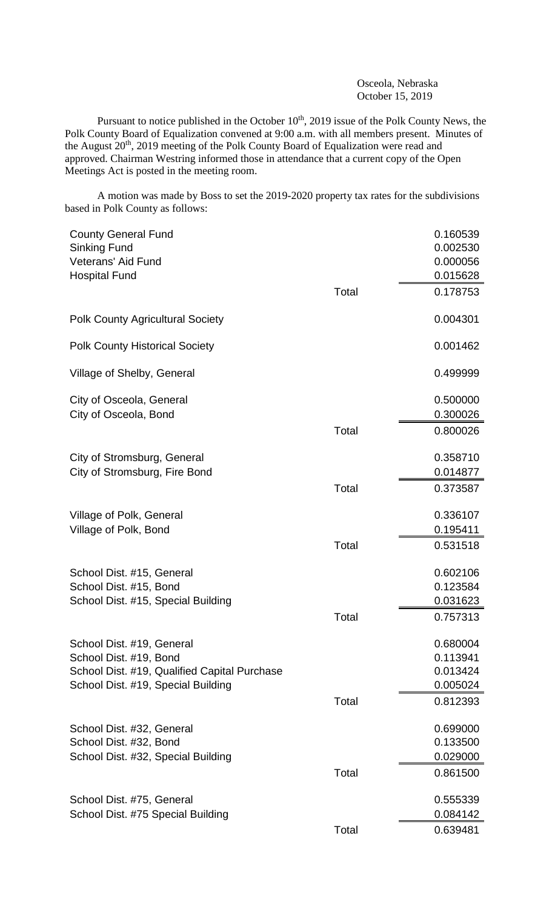Osceola, Nebraska
October 15, 2019

Pursuant to notice published in the October 10th, 2019 issue of the Polk County News, the Polk County Board of Equalization convened at 9:00 a.m. with all members present. Minutes of the August 20th, 2019 meeting of the Polk County Board of Equalization were read and approved. Chairman Westring informed those in attendance that a current copy of the Open Meetings Act is posted in the meeting room.

A motion was made by Boss to set the 2019-2020 property tax rates for the subdivisions based in Polk County as follows:

| | | |
|---|---|---|
| County General Fund | | 0.160539 |
| Sinking Fund | | 0.002530 |
| Veterans' Aid Fund | | 0.000056 |
| Hospital Fund | | 0.015628 |
| | Total | 0.178753 |
| Polk County Agricultural Society | | 0.004301 |
| Polk County Historical Society | | 0.001462 |
| Village of Shelby, General | | 0.499999 |
| City of Osceola, General | | 0.500000 |
| City of Osceola, Bond | | 0.300026 |
| | Total | 0.800026 |
| City of Stromsburg, General | | 0.358710 |
| City of Stromsburg, Fire Bond | | 0.014877 |
| | Total | 0.373587 |
| Village of Polk, General | | 0.336107 |
| Village of Polk, Bond | | 0.195411 |
| | Total | 0.531518 |
| School Dist. #15, General | | 0.602106 |
| School Dist. #15, Bond | | 0.123584 |
| School Dist. #15, Special Building | | 0.031623 |
| | Total | 0.757313 |
| School Dist. #19, General | | 0.680004 |
| School Dist. #19, Bond | | 0.113941 |
| School Dist. #19, Qualified Capital Purchase | | 0.013424 |
| School Dist. #19, Special Building | | 0.005024 |
| | Total | 0.812393 |
| School Dist. #32, General | | 0.699000 |
| School Dist. #32, Bond | | 0.133500 |
| School Dist. #32, Special Building | | 0.029000 |
| | Total | 0.861500 |
| School Dist. #75, General | | 0.555339 |
| School Dist. #75 Special Building | | 0.084142 |
| | Total | 0.639481 |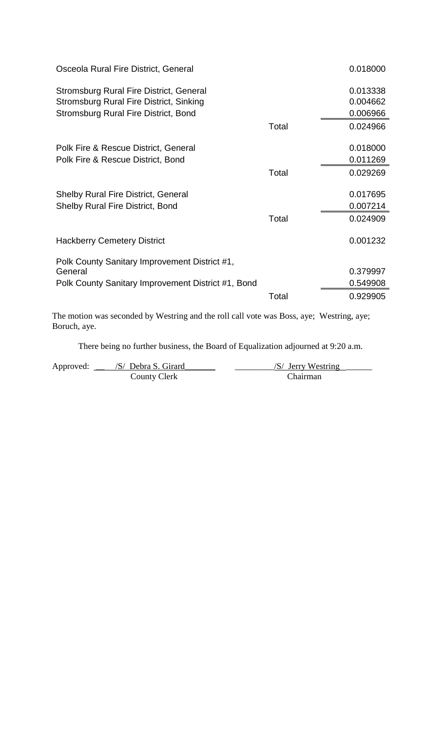| | | |
|---|---|---|
| Osceola Rural Fire District, General | | 0.018000 |
| Stromsburg Rural Fire District, General | | 0.013338 |
| Stromsburg Rural Fire District, Sinking | | 0.004662 |
| Stromsburg Rural Fire District, Bond | | 0.006966 |
| | Total | 0.024966 |
| Polk Fire & Rescue District, General | | 0.018000 |
| Polk Fire & Rescue District, Bond | | 0.011269 |
| | Total | 0.029269 |
| Shelby Rural Fire District, General | | 0.017695 |
| Shelby Rural Fire District, Bond | | 0.007214 |
| | Total | 0.024909 |
| Hackberry Cemetery District | | 0.001232 |
| Polk County Sanitary Improvement District #1, General | | 0.379997 |
| Polk County Sanitary Improvement District #1, Bond | | 0.549908 |
| | Total | 0.929905 |

The motion was seconded by Westring and the roll call vote was Boss, aye; Westring, aye; Boruch, aye.

There being no further business, the Board of Equalization adjourned at 9:20 a.m.

Approved: /S/ Debra S. Girard — County Clerk

/S/ Jerry Westring — Chairman